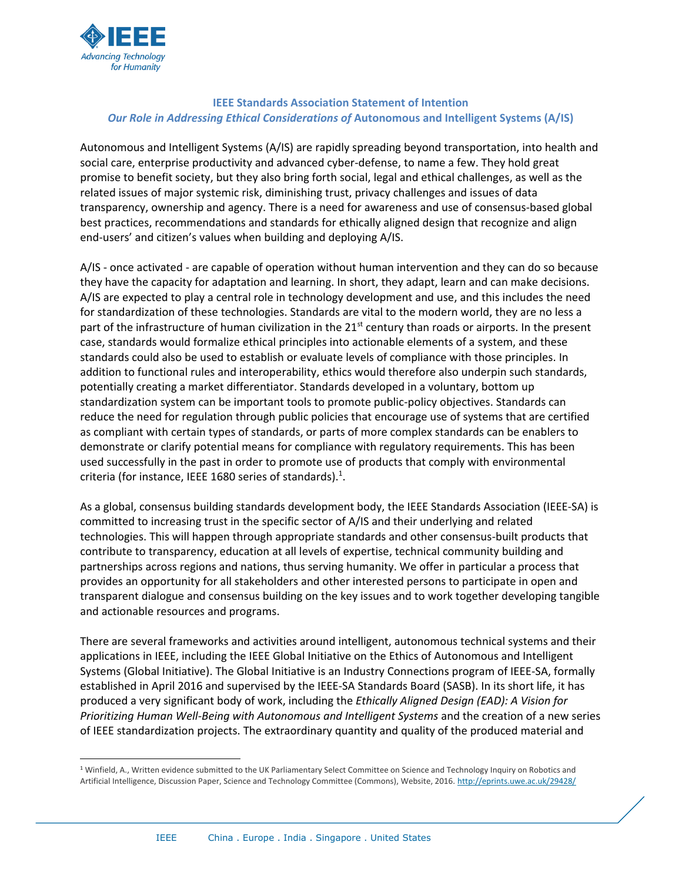### IEEE Standards Association Statement of Intention

### *Our Role in Addressing Ethical Considerations of* Autonomous and Intelligent Systems (A/IS)

Autonomous and Intelligent Systems (A/IS) are rapidly spreading beyond transportation, into health and social care, enterprise productivity and advanced cyber-defense, to name a few. They hold great promise to benefit society, but they also bring forth social, legal and ethical challenges, as well as the related issues of major systemic risk, diminishing trust, privacy challenges and issues of data transparency, ownership and agency. There is a need for awareness and use of consensus-based global best practices, recommendations and standards for ethically aligned design that recognize and align end-users' and citizen's values when building and deploying A/IS.

A/IS - once activated - are capable of operation without human intervention and they can do so because they have the capacity for adaptation and learning. In short, they adapt, learn and can make decisions. A/IS are expected to play a central role in technology development and use, and this includes the need for standardization of these technologies. Standards are vital to the modern world, they are no less a part of the infrastructure of human civilization in the 21st century than roads or airports. In the present case, standards would formalize ethical principles into actionable elements of a system, and these standards could also be used to establish or evaluate levels of compliance with those principles. In addition to functional rules and interoperability, ethics would therefore also underpin such standards, potentially creating a market differentiator. Standards developed in a voluntary, bottom up standardization system can be important tools to promote public-policy objectives. Standards can reduce the need for regulation through public policies that encourage use of systems that are certified as compliant with certain types of standards, or parts of more complex standards can be enablers to demonstrate or clarify potential means for compliance with regulatory requirements. This has been used successfully in the past in order to promote use of products that comply with environmental criteria (for instance, IEEE 1680 series of standards).[1].

As a global, consensus building standards development body, the IEEE Standards Association (IEEE-SA) is committed to increasing trust in the specific sector of A/IS and their underlying and related technologies. This will happen through appropriate standards and other consensus-built products that contribute to transparency, education at all levels of expertise, technical community building and partnerships across regions and nations, thus serving humanity. We offer in particular a process that provides an opportunity for all stakeholders and other interested persons to participate in open and transparent dialogue and consensus building on the key issues and to work together developing tangible and actionable resources and programs.

There are several frameworks and activities around intelligent, autonomous technical systems and their applications in IEEE, including the IEEE Global Initiative on the Ethics of Autonomous and Intelligent Systems (Global Initiative). The Global Initiative is an Industry Connections program of IEEE-SA, formally established in April 2016 and supervised by the IEEE-SA Standards Board (SASB). In its short life, it has produced a very significant body of work, including the *Ethically Aligned Design (EAD): A Vision for Prioritizing Human Well-Being with Autonomous and Intelligent Systems* and the creation of a new series of IEEE standardization projects. The extraordinary quantity and quality of the produced material and

---

[1] Winfield, A., Written evidence submitted to the UK Parliamentary Select Committee on Science and Technology Inquiry on Robotics and Artificial Intelligence, Discussion Paper, Science and Technology Committee (Commons), Website, 2016. http://eprints.uwe.ac.uk/29428/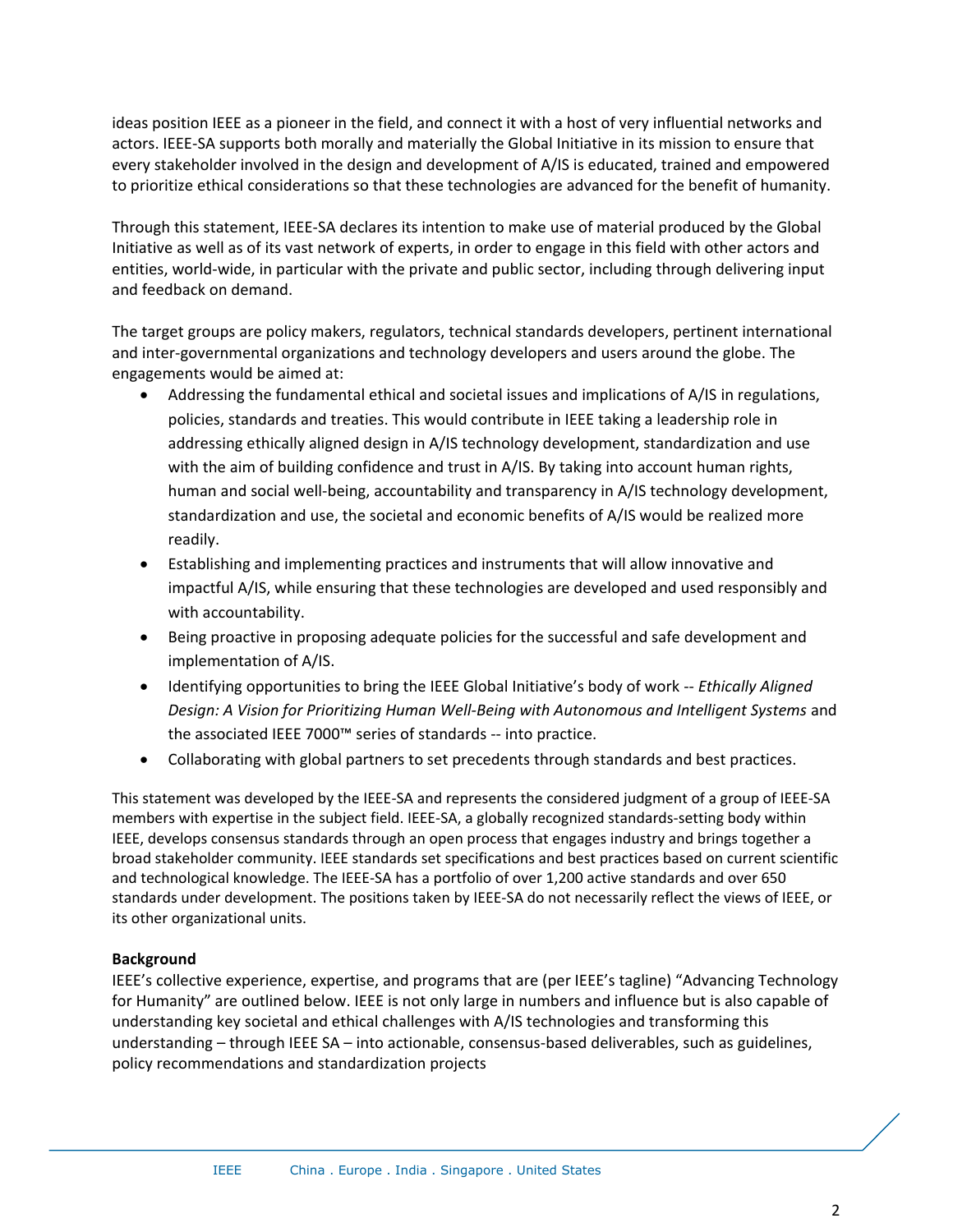ideas position IEEE as a pioneer in the field, and connect it with a host of very influential networks and actors. IEEE-SA supports both morally and materially the Global Initiative in its mission to ensure that every stakeholder involved in the design and development of A/IS is educated, trained and empowered to prioritize ethical considerations so that these technologies are advanced for the benefit of humanity.

Through this statement, IEEE-SA declares its intention to make use of material produced by the Global Initiative as well as of its vast network of experts, in order to engage in this field with other actors and entities, world-wide, in particular with the private and public sector, including through delivering input and feedback on demand.

The target groups are policy makers, regulators, technical standards developers, pertinent international and inter-governmental organizations and technology developers and users around the globe. The engagements would be aimed at:

- Addressing the fundamental ethical and societal issues and implications of A/IS in regulations, policies, standards and treaties. This would contribute in IEEE taking a leadership role in addressing ethically aligned design in A/IS technology development, standardization and use with the aim of building confidence and trust in A/IS. By taking into account human rights, human and social well-being, accountability and transparency in A/IS technology development, standardization and use, the societal and economic benefits of A/IS would be realized more readily.
- Establishing and implementing practices and instruments that will allow innovative and impactful A/IS, while ensuring that these technologies are developed and used responsibly and with accountability.
- Being proactive in proposing adequate policies for the successful and safe development and implementation of A/IS.
- Identifying opportunities to bring the IEEE Global Initiative's body of work -- *Ethically Aligned Design: A Vision for Prioritizing Human Well-Being with Autonomous and Intelligent Systems* and the associated IEEE 7000™ series of standards -- into practice.
- Collaborating with global partners to set precedents through standards and best practices.

This statement was developed by the IEEE-SA and represents the considered judgment of a group of IEEE-SA members with expertise in the subject field. IEEE-SA, a globally recognized standards-setting body within IEEE, develops consensus standards through an open process that engages industry and brings together a broad stakeholder community. IEEE standards set specifications and best practices based on current scientific and technological knowledge. The IEEE-SA has a portfolio of over 1,200 active standards and over 650 standards under development. The positions taken by IEEE-SA do not necessarily reflect the views of IEEE, or its other organizational units.

**Background**

IEEE's collective experience, expertise, and programs that are (per IEEE's tagline) "Advancing Technology for Humanity" are outlined below. IEEE is not only large in numbers and influence but is also capable of understanding key societal and ethical challenges with A/IS technologies and transforming this understanding – through IEEE SA – into actionable, consensus-based deliverables, such as guidelines, policy recommendations and standardization projects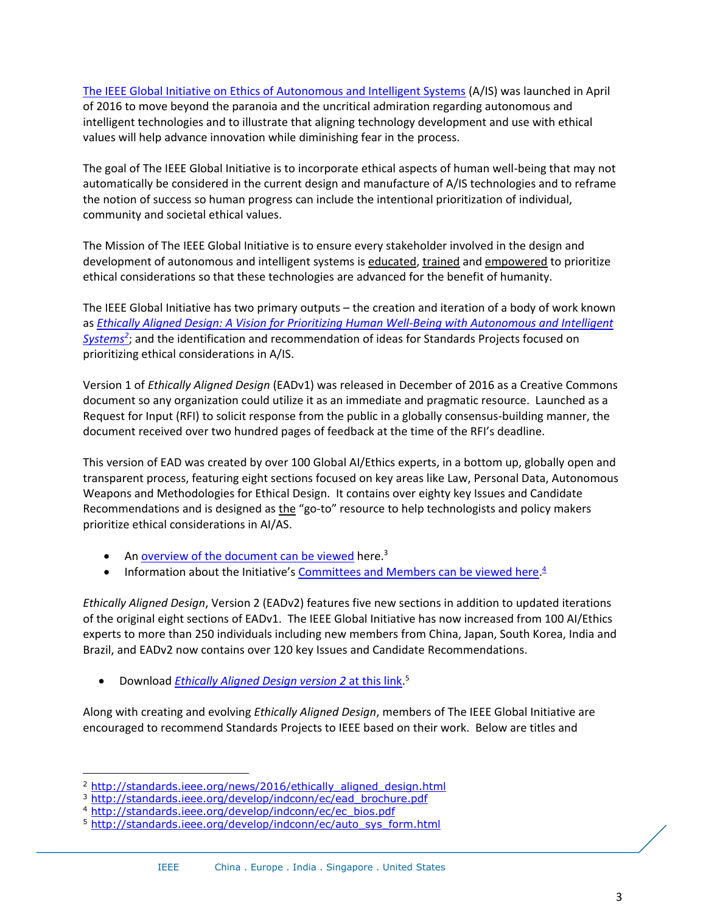[The IEEE Global Initiative on Ethics of Autonomous and Intelligent Systems](http://standards.ieee.org/develop/indconn/ec/autonomous_systems.html) (A/IS) was launched in April of 2016 to move beyond the paranoia and the uncritical admiration regarding autonomous and intelligent technologies and to illustrate that aligning technology development and use with ethical values will help advance innovation while diminishing fear in the process.

The goal of The IEEE Global Initiative is to incorporate ethical aspects of human well-being that may not automatically be considered in the current design and manufacture of A/IS technologies and to reframe the notion of success so human progress can include the intentional prioritization of individual, community and societal ethical values.

The Mission of The IEEE Global Initiative is to ensure every stakeholder involved in the design and development of autonomous and intelligent systems is educated, trained and empowered to prioritize ethical considerations so that these technologies are advanced for the benefit of humanity.

The IEEE Global Initiative has two primary outputs – the creation and iteration of a body of work known as *Ethically Aligned Design: A Vision for Prioritizing Human Well-Being with Autonomous and Intelligent Systems*[2]; and the identification and recommendation of ideas for Standards Projects focused on prioritizing ethical considerations in A/IS.

Version 1 of *Ethically Aligned Design* (EADv1) was released in December of 2016 as a Creative Commons document so any organization could utilize it as an immediate and pragmatic resource. Launched as a Request for Input (RFI) to solicit response from the public in a globally consensus-building manner, the document received over two hundred pages of feedback at the time of the RFI's deadline.

This version of EAD was created by over 100 Global AI/Ethics experts, in a bottom up, globally open and transparent process, featuring eight sections focused on key areas like Law, Personal Data, Autonomous Weapons and Methodologies for Ethical Design. It contains over eighty key Issues and Candidate Recommendations and is designed as the "go-to" resource to help technologists and policy makers prioritize ethical considerations in AI/AS.

- An overview of the document can be viewed here.[3]
- Information about the Initiative's Committees and Members can be viewed here.[4]

*Ethically Aligned Design*, Version 2 (EADv2) features five new sections in addition to updated iterations of the original eight sections of EADv1. The IEEE Global Initiative has now increased from 100 AI/Ethics experts to more than 250 individuals including new members from China, Japan, South Korea, India and Brazil, and EADv2 now contains over 120 key Issues and Candidate Recommendations.

- Download *Ethically Aligned Design version 2* at this link.[5]

Along with creating and evolving *Ethically Aligned Design*, members of The IEEE Global Initiative are encouraged to recommend Standards Projects to IEEE based on their work. Below are titles and

---

[2] http://standards.ieee.org/news/2016/ethically_aligned_design.html
[3] http://standards.ieee.org/develop/indconn/ec/ead_brochure.pdf
[4] http://standards.ieee.org/develop/indconn/ec/ec_bios.pdf
[5] http://standards.ieee.org/develop/indconn/ec/auto_sys_form.html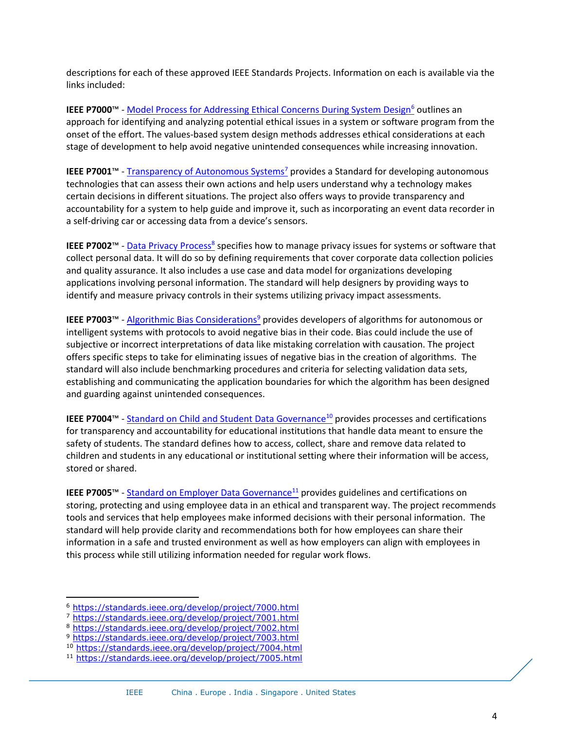descriptions for each of these approved IEEE Standards Projects. Information on each is available via the links included:

**IEEE P7000™** - [Model Process for Addressing Ethical Concerns During System Design](https://standards.ieee.org/develop/project/7000.html)[6] outlines an approach for identifying and analyzing potential ethical issues in a system or software program from the onset of the effort. The values-based system design methods addresses ethical considerations at each stage of development to help avoid negative unintended consequences while increasing innovation.

**IEEE P7001™** - [Transparency of Autonomous Systems](https://standards.ieee.org/develop/project/7001.html)[7] provides a Standard for developing autonomous technologies that can assess their own actions and help users understand why a technology makes certain decisions in different situations. The project also offers ways to provide transparency and accountability for a system to help guide and improve it, such as incorporating an event data recorder in a self-driving car or accessing data from a device's sensors.

**IEEE P7002™** - [Data Privacy Process](https://standards.ieee.org/develop/project/7002.html)[8] specifies how to manage privacy issues for systems or software that collect personal data. It will do so by defining requirements that cover corporate data collection policies and quality assurance. It also includes a use case and data model for organizations developing applications involving personal information. The standard will help designers by providing ways to identify and measure privacy controls in their systems utilizing privacy impact assessments.

**IEEE P7003™** - [Algorithmic Bias Considerations](https://standards.ieee.org/develop/project/7003.html)[9] provides developers of algorithms for autonomous or intelligent systems with protocols to avoid negative bias in their code. Bias could include the use of subjective or incorrect interpretations of data like mistaking correlation with causation. The project offers specific steps to take for eliminating issues of negative bias in the creation of algorithms. The standard will also include benchmarking procedures and criteria for selecting validation data sets, establishing and communicating the application boundaries for which the algorithm has been designed and guarding against unintended consequences.

**IEEE P7004™** - [Standard on Child and Student Data Governance](https://standards.ieee.org/develop/project/7004.html)[10] provides processes and certifications for transparency and accountability for educational institutions that handle data meant to ensure the safety of students. The standard defines how to access, collect, share and remove data related to children and students in any educational or institutional setting where their information will be access, stored or shared.

**IEEE P7005™** - [Standard on Employer Data Governance](https://standards.ieee.org/develop/project/7005.html)[11] provides guidelines and certifications on storing, protecting and using employee data in an ethical and transparent way. The project recommends tools and services that help employees make informed decisions with their personal information. The standard will help provide clarity and recommendations both for how employees can share their information in a safe and trusted environment as well as how employers can align with employees in this process while still utilizing information needed for regular work flows.

---

[6] https://standards.ieee.org/develop/project/7000.html
[7] https://standards.ieee.org/develop/project/7001.html
[8] https://standards.ieee.org/develop/project/7002.html
[9] https://standards.ieee.org/develop/project/7003.html
[10] https://standards.ieee.org/develop/project/7004.html
[11] https://standards.ieee.org/develop/project/7005.html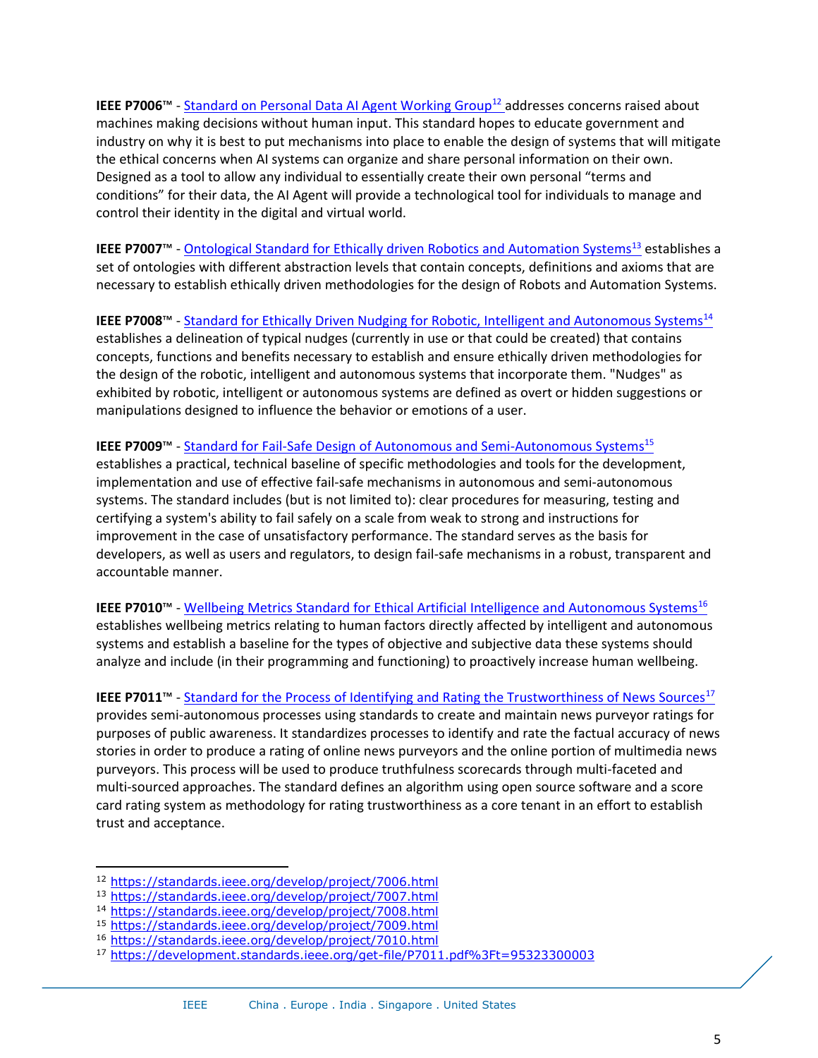**IEEE P7006™** - Standard on Personal Data AI Agent Working Group[12] addresses concerns raised about machines making decisions without human input. This standard hopes to educate government and industry on why it is best to put mechanisms into place to enable the design of systems that will mitigate the ethical concerns when AI systems can organize and share personal information on their own. Designed as a tool to allow any individual to essentially create their own personal "terms and conditions" for their data, the AI Agent will provide a technological tool for individuals to manage and control their identity in the digital and virtual world.

**IEEE P7007™** - Ontological Standard for Ethically driven Robotics and Automation Systems[13] establishes a set of ontologies with different abstraction levels that contain concepts, definitions and axioms that are necessary to establish ethically driven methodologies for the design of Robots and Automation Systems.

**IEEE P7008™** - Standard for Ethically Driven Nudging for Robotic, Intelligent and Autonomous Systems[14] establishes a delineation of typical nudges (currently in use or that could be created) that contains concepts, functions and benefits necessary to establish and ensure ethically driven methodologies for the design of the robotic, intelligent and autonomous systems that incorporate them. "Nudges" as exhibited by robotic, intelligent or autonomous systems are defined as overt or hidden suggestions or manipulations designed to influence the behavior or emotions of a user.

**IEEE P7009™** - Standard for Fail-Safe Design of Autonomous and Semi-Autonomous Systems[15] establishes a practical, technical baseline of specific methodologies and tools for the development, implementation and use of effective fail-safe mechanisms in autonomous and semi-autonomous systems. The standard includes (but is not limited to): clear procedures for measuring, testing and certifying a system's ability to fail safely on a scale from weak to strong and instructions for improvement in the case of unsatisfactory performance. The standard serves as the basis for developers, as well as users and regulators, to design fail-safe mechanisms in a robust, transparent and accountable manner.

**IEEE P7010™** - Wellbeing Metrics Standard for Ethical Artificial Intelligence and Autonomous Systems[16] establishes wellbeing metrics relating to human factors directly affected by intelligent and autonomous systems and establish a baseline for the types of objective and subjective data these systems should analyze and include (in their programming and functioning) to proactively increase human wellbeing.

**IEEE P7011™** - Standard for the Process of Identifying and Rating the Trustworthiness of News Sources[17] provides semi-autonomous processes using standards to create and maintain news purveyor ratings for purposes of public awareness. It standardizes processes to identify and rate the factual accuracy of news stories in order to produce a rating of online news purveyors and the online portion of multimedia news purveyors. This process will be used to produce truthfulness scorecards through multi-faceted and multi-sourced approaches. The standard defines an algorithm using open source software and a score card rating system as methodology for rating trustworthiness as a core tenant in an effort to establish trust and acceptance.

---

[12] https://standards.ieee.org/develop/project/7006.html
[13] https://standards.ieee.org/develop/project/7007.html
[14] https://standards.ieee.org/develop/project/7008.html
[15] https://standards.ieee.org/develop/project/7009.html
[16] https://standards.ieee.org/develop/project/7010.html
[17] https://development.standards.ieee.org/get-file/P7011.pdf%3Ft=95323300003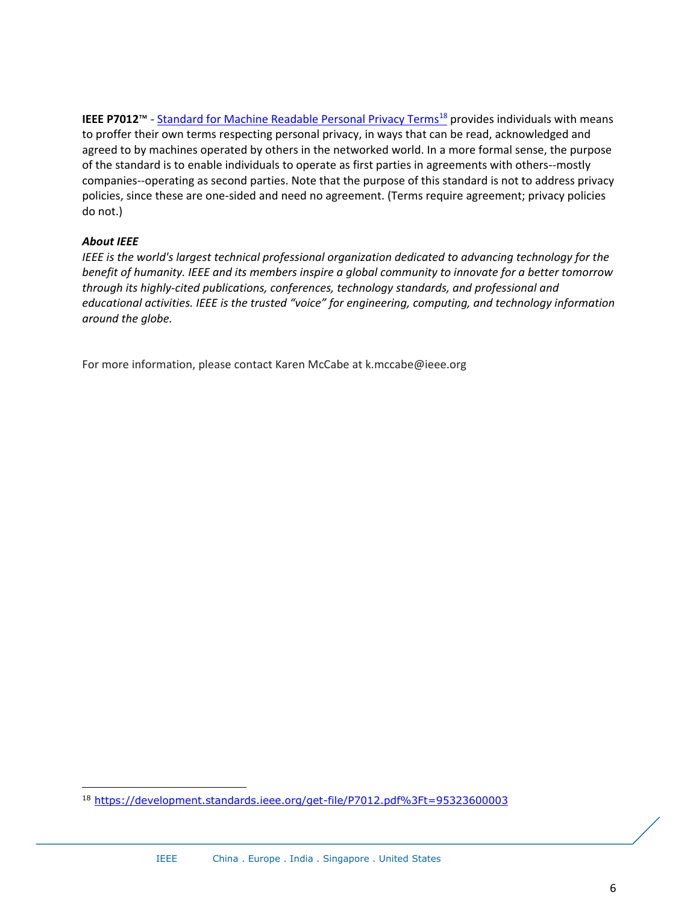**IEEE P7012™** - [Standard for Machine Readable Personal Privacy Terms](https://development.standards.ieee.org/get-file/P7012.pdf%3Ft=95323600003)[18] provides individuals with means to proffer their own terms respecting personal privacy, in ways that can be read, acknowledged and agreed to by machines operated by others in the networked world. In a more formal sense, the purpose of the standard is to enable individuals to operate as first parties in agreements with others--mostly companies--operating as second parties. Note that the purpose of this standard is not to address privacy policies, since these are one-sided and need no agreement. (Terms require agreement; privacy policies do not.)

***About IEEE***

*IEEE is the world's largest technical professional organization dedicated to advancing technology for the benefit of humanity. IEEE and its members inspire a global community to innovate for a better tomorrow through its highly-cited publications, conferences, technology standards, and professional and educational activities. IEEE is the trusted "voice" for engineering, computing, and technology information around the globe.*

For more information, please contact Karen McCabe at k.mccabe@ieee.org

---

[18] https://development.standards.ieee.org/get-file/P7012.pdf%3Ft=95323600003